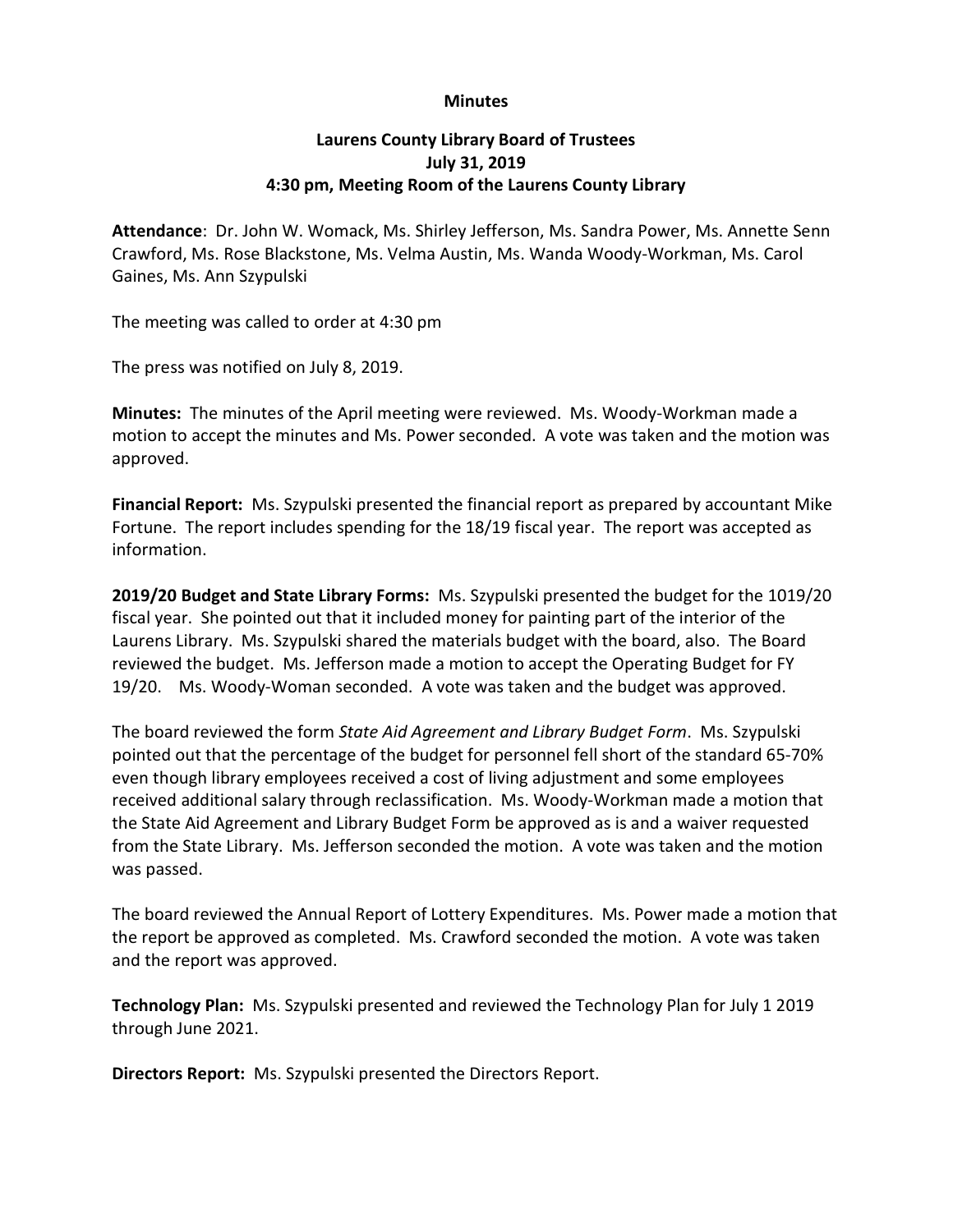**Minutes**

**Laurens County Library Board of Trustees**
**July 31, 2019**
**4:30 pm, Meeting Room of the Laurens County Library**

**Attendance**: Dr. John W. Womack, Ms. Shirley Jefferson, Ms. Sandra Power, Ms. Annette Senn Crawford, Ms. Rose Blackstone, Ms. Velma Austin, Ms. Wanda Woody-Workman, Ms. Carol Gaines, Ms. Ann Szypulski

The meeting was called to order at 4:30 pm

The press was notified on July 8, 2019.

**Minutes:** The minutes of the April meeting were reviewed. Ms. Woody-Workman made a motion to accept the minutes and Ms. Power seconded. A vote was taken and the motion was approved.

**Financial Report:** Ms. Szypulski presented the financial report as prepared by accountant Mike Fortune. The report includes spending for the 18/19 fiscal year. The report was accepted as information.

**2019/20 Budget and State Library Forms:** Ms. Szypulski presented the budget for the 1019/20 fiscal year. She pointed out that it included money for painting part of the interior of the Laurens Library. Ms. Szypulski shared the materials budget with the board, also. The Board reviewed the budget. Ms. Jefferson made a motion to accept the Operating Budget for FY 19/20. Ms. Woody-Woman seconded. A vote was taken and the budget was approved.

The board reviewed the form *State Aid Agreement and Library Budget Form*. Ms. Szypulski pointed out that the percentage of the budget for personnel fell short of the standard 65-70% even though library employees received a cost of living adjustment and some employees received additional salary through reclassification. Ms. Woody-Workman made a motion that the State Aid Agreement and Library Budget Form be approved as is and a waiver requested from the State Library. Ms. Jefferson seconded the motion. A vote was taken and the motion was passed.

The board reviewed the Annual Report of Lottery Expenditures. Ms. Power made a motion that the report be approved as completed. Ms. Crawford seconded the motion. A vote was taken and the report was approved.

**Technology Plan:** Ms. Szypulski presented and reviewed the Technology Plan for July 1 2019 through June 2021.

**Directors Report:** Ms. Szypulski presented the Directors Report.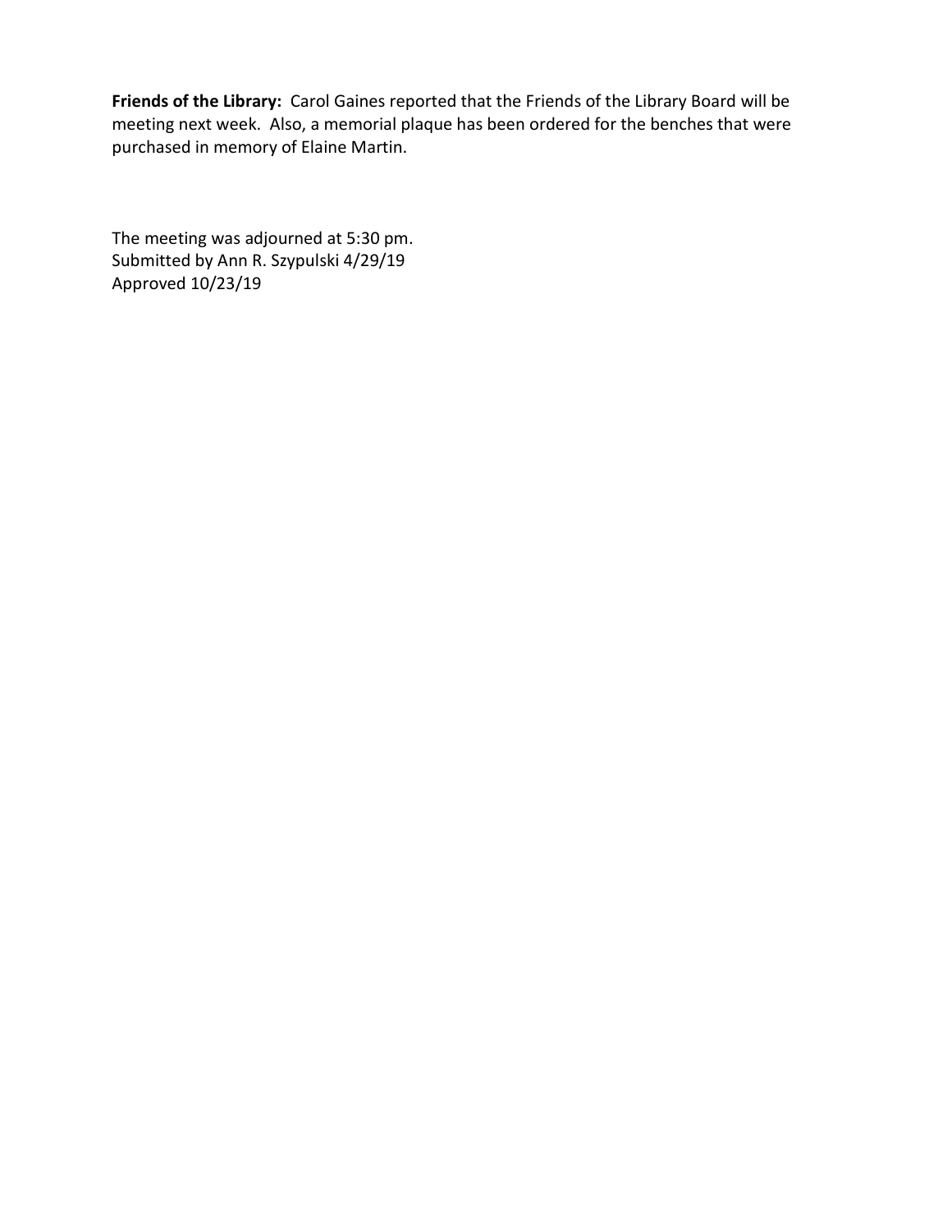**Friends of the Library:** Carol Gaines reported that the Friends of the Library Board will be meeting next week. Also, a memorial plaque has been ordered for the benches that were purchased in memory of Elaine Martin.

The meeting was adjourned at 5:30 pm.
Submitted by Ann R. Szypulski 4/29/19
Approved 10/23/19